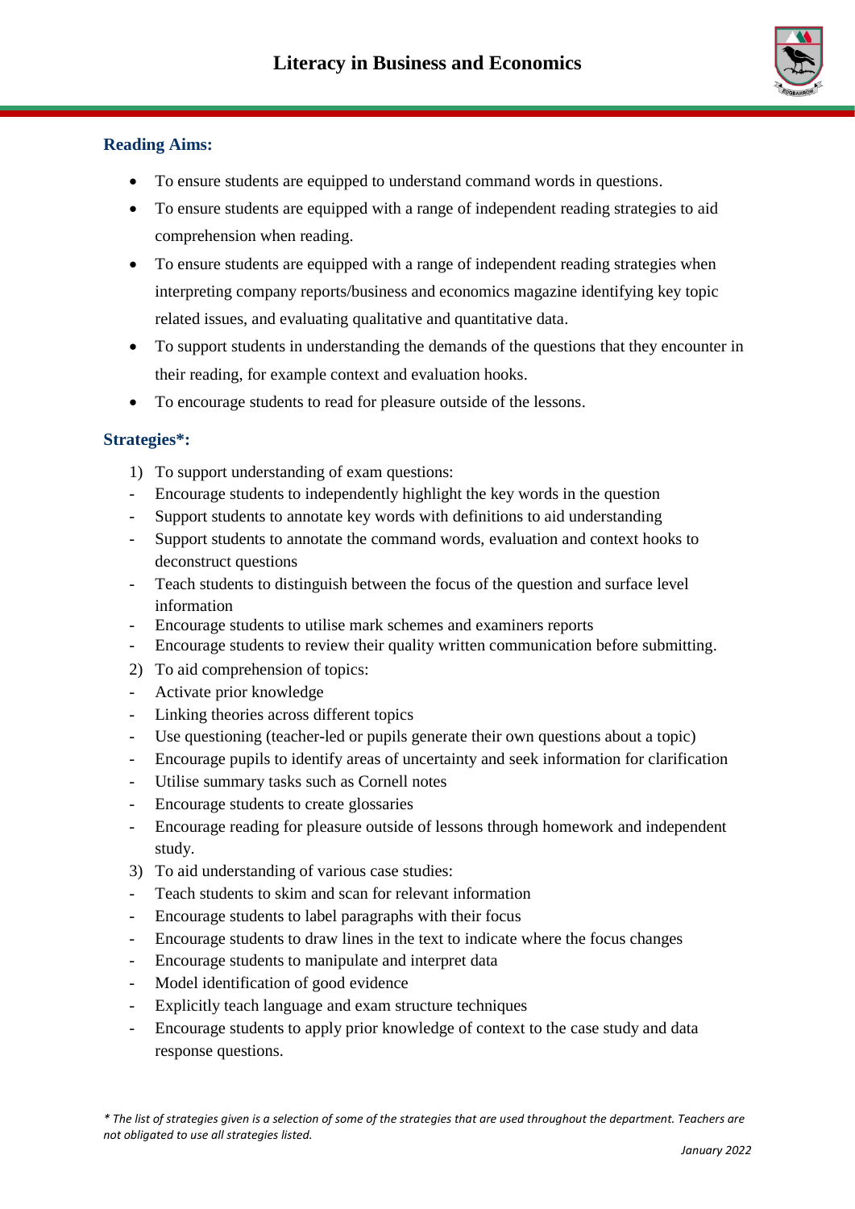# Literacy in Business and Economics

## Reading Aims:

- To ensure students are equipped to understand command words in questions.
- To ensure students are equipped with a range of independent reading strategies to aid comprehension when reading.
- To ensure students are equipped with a range of independent reading strategies when interpreting company reports/business and economics magazine identifying key topic related issues, and evaluating qualitative and quantitative data.
- To support students in understanding the demands of the questions that they encounter in their reading, for example context and evaluation hooks.
- To encourage students to read for pleasure outside of the lessons.

## Strategies*:

1) To support understanding of exam questions:
- Encourage students to independently highlight the key words in the question
- Support students to annotate key words with definitions to aid understanding
- Support students to annotate the command words, evaluation and context hooks to deconstruct questions
- Teach students to distinguish between the focus of the question and surface level information
- Encourage students to utilise mark schemes and examiners reports
- Encourage students to review their quality written communication before submitting.

2) To aid comprehension of topics:
- Activate prior knowledge
- Linking theories across different topics
- Use questioning (teacher-led or pupils generate their own questions about a topic)
- Encourage pupils to identify areas of uncertainty and seek information for clarification
- Utilise summary tasks such as Cornell notes
- Encourage students to create glossaries
- Encourage reading for pleasure outside of lessons through homework and independent study.

3) To aid understanding of various case studies:
- Teach students to skim and scan for relevant information
- Encourage students to label paragraphs with their focus
- Encourage students to draw lines in the text to indicate where the focus changes
- Encourage students to manipulate and interpret data
- Model identification of good evidence
- Explicitly teach language and exam structure techniques
- Encourage students to apply prior knowledge of context to the case study and data response questions.

*\* The list of strategies given is a selection of some of the strategies that are used throughout the department. Teachers are not obligated to use all strategies listed.*

*January 2022*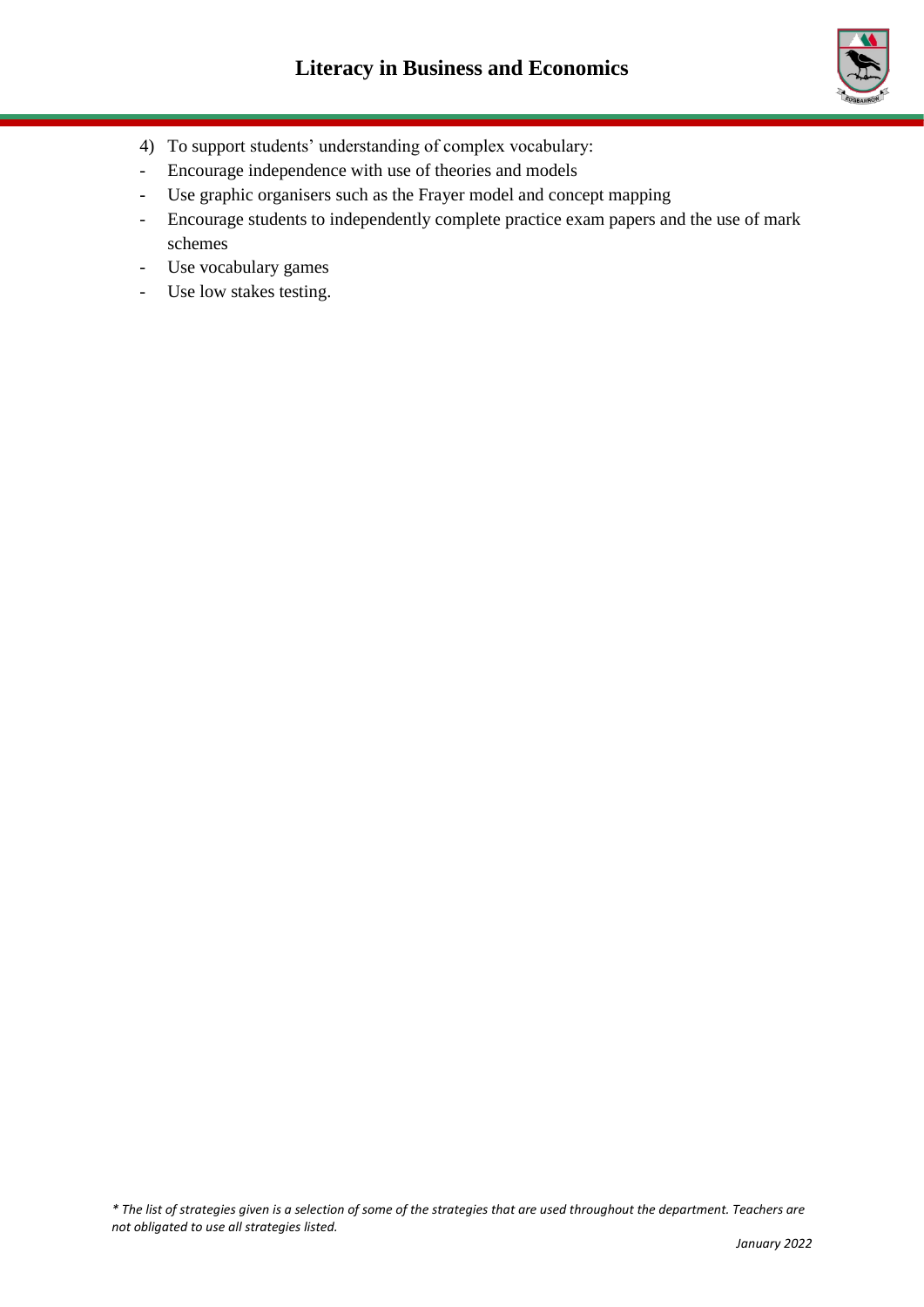4) To support students' understanding of complex vocabulary:

- Encourage independence with use of theories and models
- Use graphic organisers such as the Frayer model and concept mapping
- Encourage students to independently complete practice exam papers and the use of mark schemes
- Use vocabulary games
- Use low stakes testing.

*\* The list of strategies given is a selection of some of the strategies that are used throughout the department. Teachers are not obligated to use all strategies listed.*